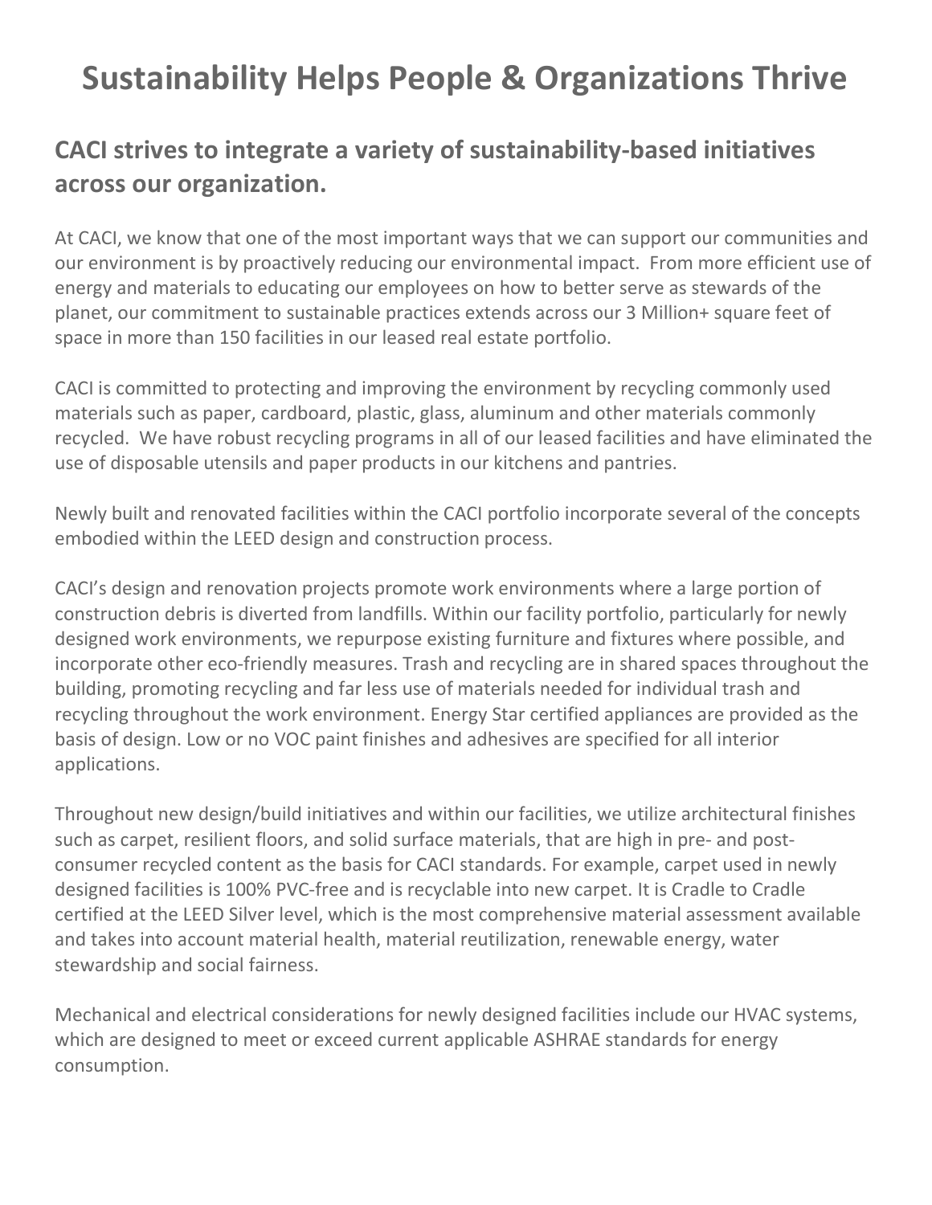# Sustainability Helps People & Organizations Thrive

## CACI strives to integrate a variety of sustainability-based initiatives across our organization.

At CACI, we know that one of the most important ways that we can support our communities and our environment is by proactively reducing our environmental impact. From more efficient use of energy and materials to educating our employees on how to better serve as stewards of the planet, our commitment to sustainable practices extends across our 3 Million+ square feet of space in more than 150 facilities in our leased real estate portfolio.

CACI is committed to protecting and improving the environment by recycling commonly used materials such as paper, cardboard, plastic, glass, aluminum and other materials commonly recycled. We have robust recycling programs in all of our leased facilities and have eliminated the use of disposable utensils and paper products in our kitchens and pantries.

Newly built and renovated facilities within the CACI portfolio incorporate several of the concepts embodied within the LEED design and construction process.

CACI's design and renovation projects promote work environments where a large portion of construction debris is diverted from landfills. Within our facility portfolio, particularly for newly designed work environments, we repurpose existing furniture and fixtures where possible, and incorporate other eco-friendly measures. Trash and recycling are in shared spaces throughout the building, promoting recycling and far less use of materials needed for individual trash and recycling throughout the work environment. Energy Star certified appliances are provided as the basis of design. Low or no VOC paint finishes and adhesives are specified for all interior applications.

Throughout new design/build initiatives and within our facilities, we utilize architectural finishes such as carpet, resilient floors, and solid surface materials, that are high in pre- and post-consumer recycled content as the basis for CACI standards. For example, carpet used in newly designed facilities is 100% PVC-free and is recyclable into new carpet. It is Cradle to Cradle certified at the LEED Silver level, which is the most comprehensive material assessment available and takes into account material health, material reutilization, renewable energy, water stewardship and social fairness.

Mechanical and electrical considerations for newly designed facilities include our HVAC systems, which are designed to meet or exceed current applicable ASHRAE standards for energy consumption.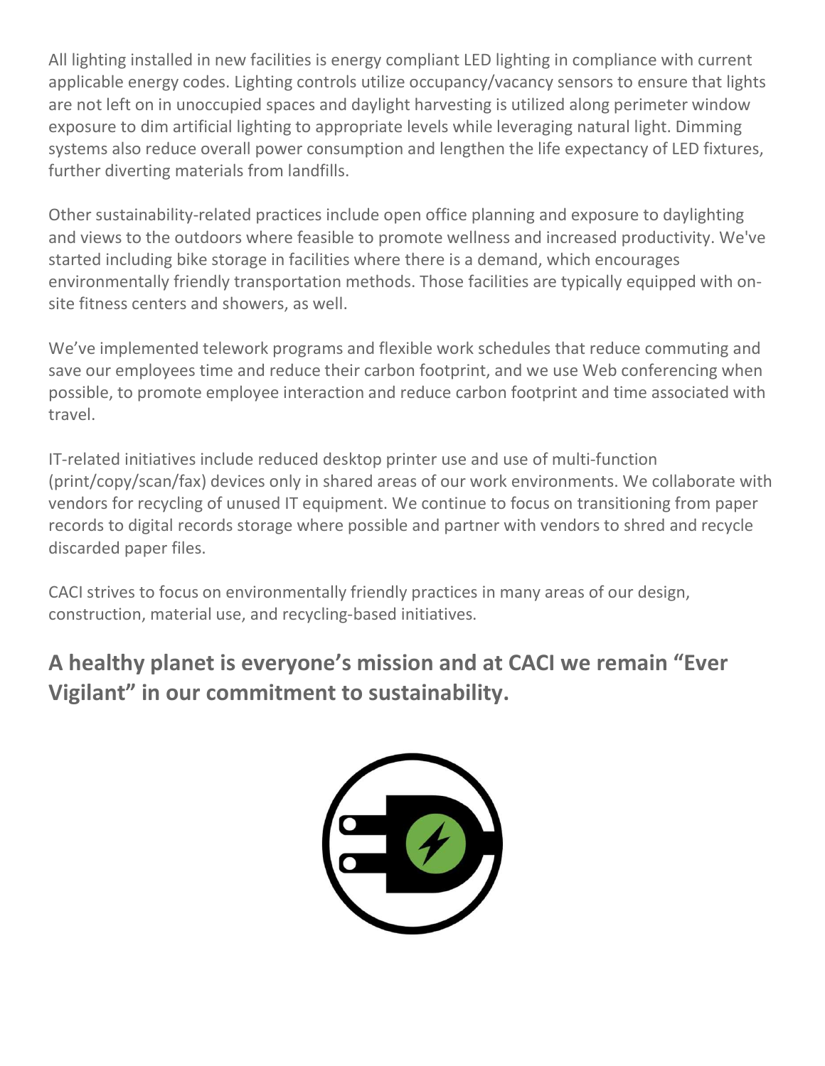All lighting installed in new facilities is energy compliant LED lighting in compliance with current applicable energy codes. Lighting controls utilize occupancy/vacancy sensors to ensure that lights are not left on in unoccupied spaces and daylight harvesting is utilized along perimeter window exposure to dim artificial lighting to appropriate levels while leveraging natural light. Dimming systems also reduce overall power consumption and lengthen the life expectancy of LED fixtures, further diverting materials from landfills.

Other sustainability-related practices include open office planning and exposure to daylighting and views to the outdoors where feasible to promote wellness and increased productivity. We've started including bike storage in facilities where there is a demand, which encourages environmentally friendly transportation methods. Those facilities are typically equipped with on-site fitness centers and showers, as well.

We've implemented telework programs and flexible work schedules that reduce commuting and save our employees time and reduce their carbon footprint, and we use Web conferencing when possible, to promote employee interaction and reduce carbon footprint and time associated with travel.

IT-related initiatives include reduced desktop printer use and use of multi-function (print/copy/scan/fax) devices only in shared areas of our work environments. We collaborate with vendors for recycling of unused IT equipment. We continue to focus on transitioning from paper records to digital records storage where possible and partner with vendors to shred and recycle discarded paper files.

CACI strives to focus on environmentally friendly practices in many areas of our design, construction, material use, and recycling-based initiatives.

## A healthy planet is everyone's mission and at CACI we remain "Ever Vigilant" in our commitment to sustainability.